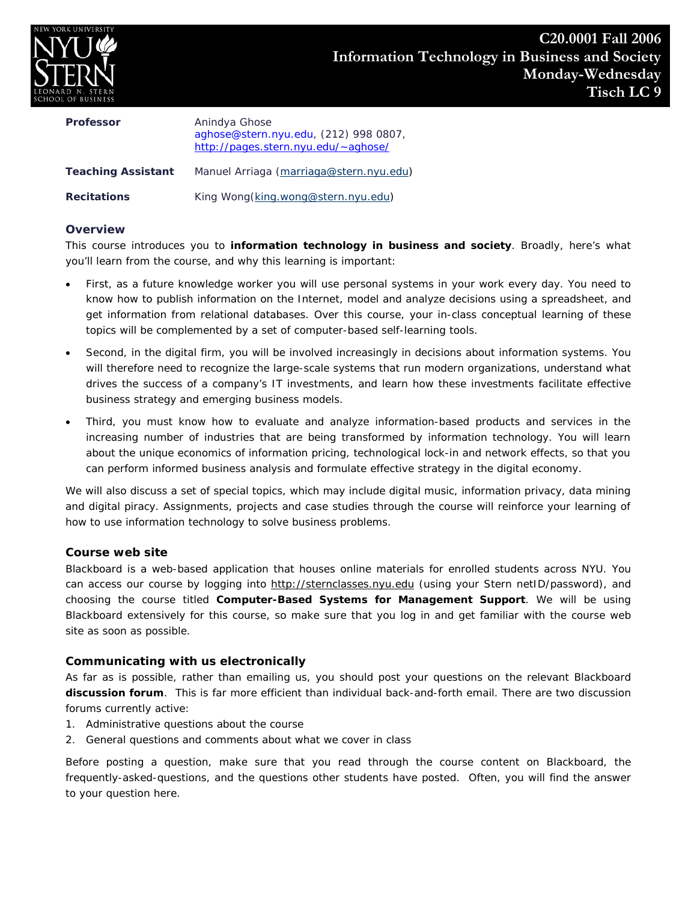# C20.0001 Fall 2006
# Information Technology in Business and Society
# Monday-Wednesday
# Tisch LC 9

| | |
|---|---|
| **Professor** | Anindya Ghose<br>aghose@stern.nyu.edu, (212) 998 0807,<br>http://pages.stern.nyu.edu/~aghose/ |
| **Teaching Assistant** | Manuel Arriaga (marriaga@stern.nyu.edu) |
| **Recitations** | King Wong(king.wong@stern.nyu.edu) |

## Overview

This course introduces you to **information technology in business and society**. Broadly, here's what you'll learn from the course, and why this learning is important:

- First, as a future knowledge worker you will use personal systems in your work every day. You need to know how to publish information on the Internet, model and analyze decisions using a spreadsheet, and get information from relational databases. Over this course, your in-class conceptual learning of these topics will be complemented by a set of computer-based self-learning tools.
- Second, in the digital firm, you will be involved increasingly in decisions about information systems. You will therefore need to recognize the large-scale systems that run modern organizations, understand what drives the success of a company's IT investments, and learn how these investments facilitate effective business strategy and emerging business models.
- Third, you must know how to evaluate and analyze information-based products and services in the increasing number of industries that are being transformed by information technology. You will learn about the unique economics of information pricing, technological lock-in and network effects, so that you can perform informed business analysis and formulate effective strategy in the digital economy.

We will also discuss a set of special topics, which may include digital music, information privacy, data mining and digital piracy. Assignments, projects and case studies through the course will reinforce your learning of how to use information technology to solve business problems.

## Course web site

Blackboard is a web-based application that houses online materials for enrolled students across NYU. You can access our course by logging into http://sternclasses.nyu.edu (using your Stern netID/password), and choosing the course titled **Computer-Based Systems for Management Support**. We will be using Blackboard extensively for this course, so make sure that you log in and get familiar with the course web site as soon as possible.

## Communicating with us electronically

As far as is possible, rather than emailing us, you should post your questions on the relevant Blackboard **discussion forum**. This is far more efficient than individual back-and-forth email. There are two discussion forums currently active:

1. Administrative questions about the course
2. General questions and comments about what we cover in class

Before posting a question, make sure that you read through the course content on Blackboard, the frequently-asked-questions, and the questions other students have posted. Often, you will find the answer to your question here.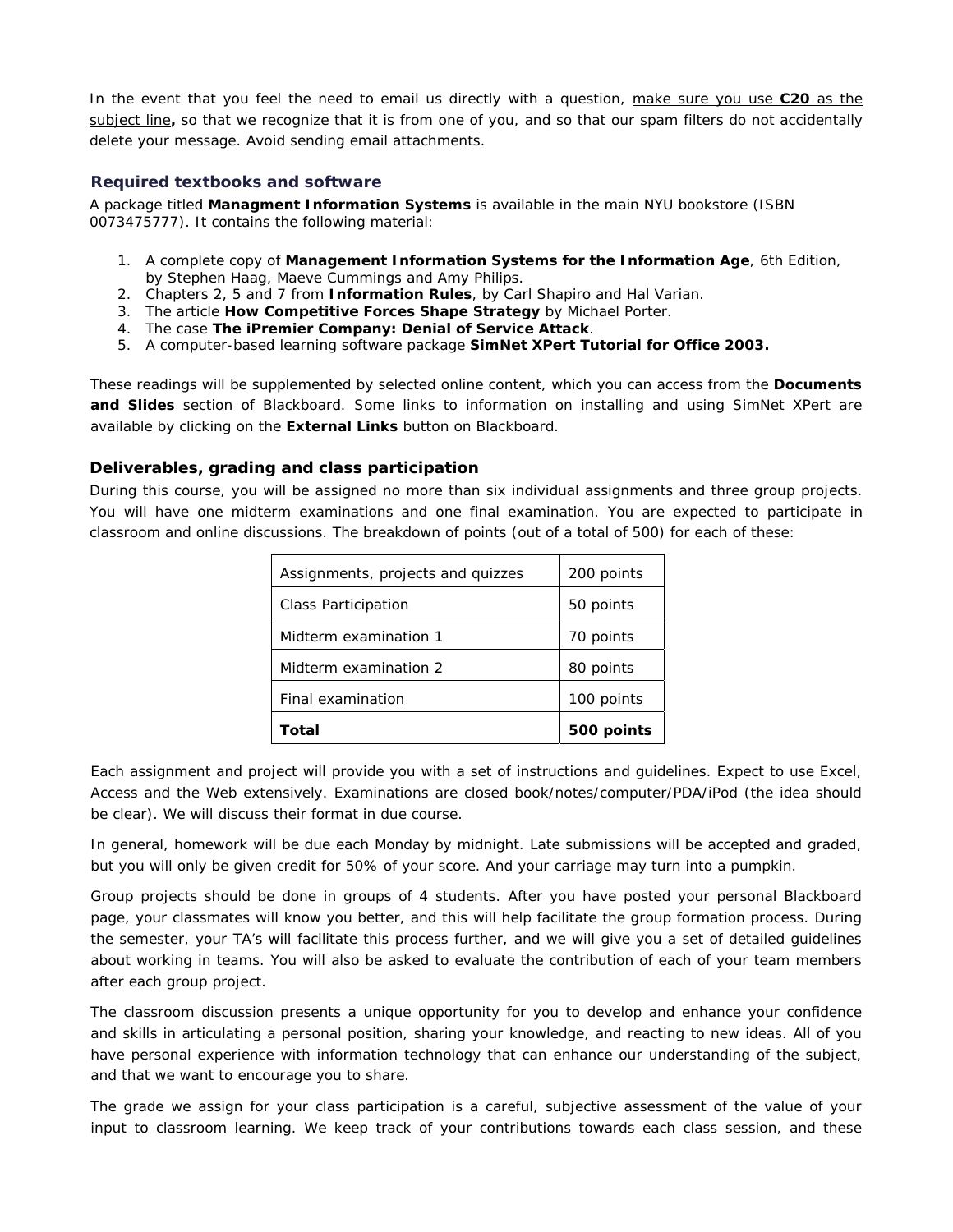In the event that you feel the need to email us directly with a question, make sure you use **C20** as the subject line**,** so that we recognize that it is from one of you, and so that our spam filters do not accidentally delete your message. Avoid sending email attachments.

### Required textbooks and software

A package titled **Managment Information Systems** is available in the main NYU bookstore (ISBN 0073475777). It contains the following material:

1. A complete copy of **Management Information Systems for the Information Age**, 6th Edition, by Stephen Haag, Maeve Cummings and Amy Philips.
2. Chapters 2, 5 and 7 from **Information Rules**, by Carl Shapiro and Hal Varian.
3. The article **How Competitive Forces Shape Strategy** by Michael Porter.
4. The case **The iPremier Company: Denial of Service Attack**.
5. A computer-based learning software package **SimNet XPert Tutorial for Office 2003.**

These readings will be supplemented by selected online content, which you can access from the **Documents and Slides** section of Blackboard. Some links to information on installing and using SimNet XPert are available by clicking on the **External Links** button on Blackboard.

### Deliverables, grading and class participation

During this course, you will be assigned no more than six individual assignments and three group projects. You will have one midterm examinations and one final examination. You are expected to participate in classroom and online discussions. The breakdown of points (out of a total of 500) for each of these:

| Assignments, projects and quizzes | 200 points |
|---|---|
| Class Participation | 50 points |
| Midterm examination 1 | 70 points |
| Midterm examination 2 | 80 points |
| Final examination | 100 points |
| **Total** | **500 points** |

Each assignment and project will provide you with a set of instructions and guidelines. Expect to use Excel, Access and the Web extensively. Examinations are closed book/notes/computer/PDA/iPod (the idea should be clear). We will discuss their format in due course.

In general, homework will be due each Monday by midnight. Late submissions will be accepted and graded, but you will only be given credit for 50% of your score. And your carriage may turn into a pumpkin.

Group projects should be done in groups of 4 students. After you have posted your personal Blackboard page, your classmates will know you better, and this will help facilitate the group formation process. During the semester, your TA's will facilitate this process further, and we will give you a set of detailed guidelines about working in teams. You will also be asked to evaluate the contribution of each of your team members after each group project.

The classroom discussion presents a unique opportunity for you to develop and enhance your confidence and skills in articulating a personal position, sharing your knowledge, and reacting to new ideas. All of you have personal experience with information technology that can enhance our understanding of the subject, and that we want to encourage you to share.

The grade we assign for your class participation is a careful, subjective assessment of the value of your input to classroom learning. We keep track of your contributions towards each class session, and these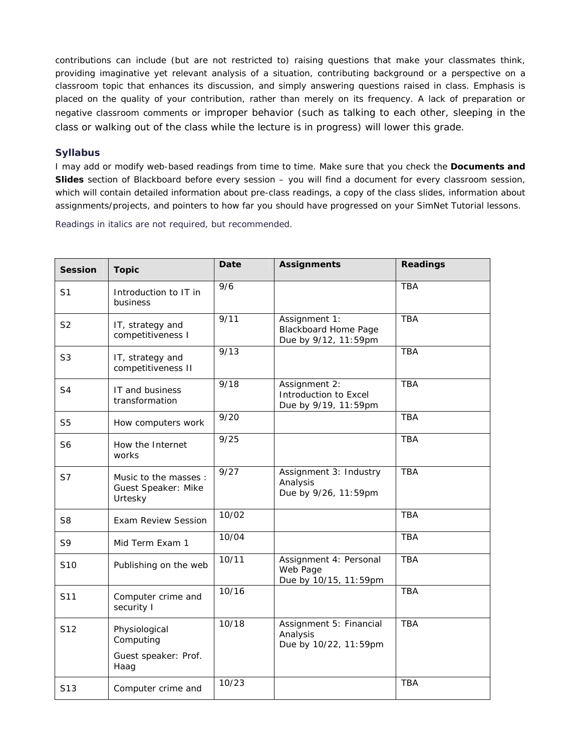contributions can include (but are not restricted to) raising questions that make your classmates think, providing imaginative yet relevant analysis of a situation, contributing background or a perspective on a classroom topic that enhances its discussion, and simply answering questions raised in class. Emphasis is placed on the quality of your contribution, rather than merely on its frequency. A lack of preparation or negative classroom comments or improper behavior (such as talking to each other, sleeping in the class or walking out of the class while the lecture is in progress) will lower this grade.

### Syllabus

I may add or modify web-based readings from time to time. Make sure that you check the **Documents and Slides** section of Blackboard before every session – you will find a document for every classroom session, which will contain detailed information about pre-class readings, a copy of the class slides, information about assignments/projects, and pointers to how far you should have progressed on your SimNet Tutorial lessons.

Readings in italics are not required, but recommended.

| Session | Topic | Date | Assignments | Readings |
|---|---|---|---|---|
| S1 | Introduction to IT in business | 9/6 | | TBA |
| S2 | IT, strategy and competitiveness I | 9/11 | Assignment 1: Blackboard Home Page Due by 9/12, 11:59pm | TBA |
| S3 | IT, strategy and competitiveness II | 9/13 | | TBA |
| S4 | IT and business transformation | 9/18 | Assignment 2: Introduction to Excel Due by 9/19, 11:59pm | TBA |
| S5 | How computers work | 9/20 | | TBA |
| S6 | How the Internet works | 9/25 | | TBA |
| S7 | Music to the masses : Guest Speaker: Mike Urtesky | 9/27 | Assignment 3: Industry Analysis Due by 9/26, 11:59pm | TBA |
| S8 | Exam Review Session | 10/02 | | TBA |
| S9 | Mid Term Exam 1 | 10/04 | | TBA |
| S10 | Publishing on the web | 10/11 | Assignment 4: Personal Web Page Due by 10/15, 11:59pm | TBA |
| S11 | Computer crime and security I | 10/16 | | TBA |
| S12 | Physiological Computing Guest speaker: Prof. Haag | 10/18 | Assignment 5: Financial Analysis Due by 10/22, 11:59pm | TBA |
| S13 | Computer crime and | 10/23 | | TBA |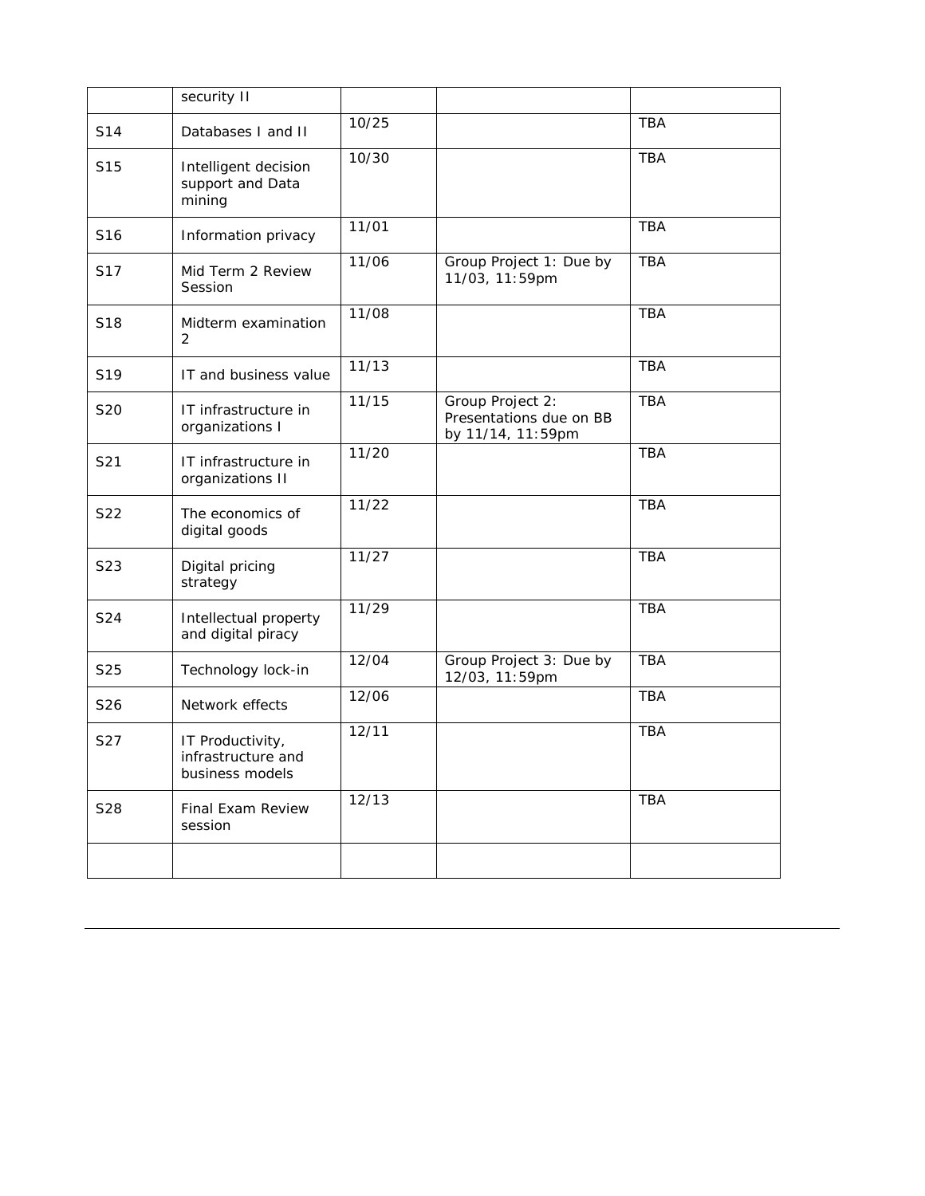| | | | | |
|---|---|---|---|---|
| | security II | | | |
| S14 | Databases I and II | 10/25 | | TBA |
| S15 | Intelligent decision support and Data mining | 10/30 | | TBA |
| S16 | Information privacy | 11/01 | | TBA |
| S17 | Mid Term 2 Review Session | 11/06 | Group Project 1: Due by 11/03, 11:59pm | TBA |
| S18 | Midterm examination 2 | 11/08 | | TBA |
| S19 | IT and business value | 11/13 | | TBA |
| S20 | IT infrastructure in organizations I | 11/15 | Group Project 2: Presentations due on BB by 11/14, 11:59pm | TBA |
| S21 | IT infrastructure in organizations II | 11/20 | | TBA |
| S22 | The economics of digital goods | 11/22 | | TBA |
| S23 | Digital pricing strategy | 11/27 | | TBA |
| S24 | Intellectual property and digital piracy | 11/29 | | TBA |
| S25 | Technology lock-in | 12/04 | Group Project 3: Due by 12/03, 11:59pm | TBA |
| S26 | Network effects | 12/06 | | TBA |
| S27 | IT Productivity, infrastructure and business models | 12/11 | | TBA |
| S28 | Final Exam Review session | 12/13 | | TBA |
| | | | | |